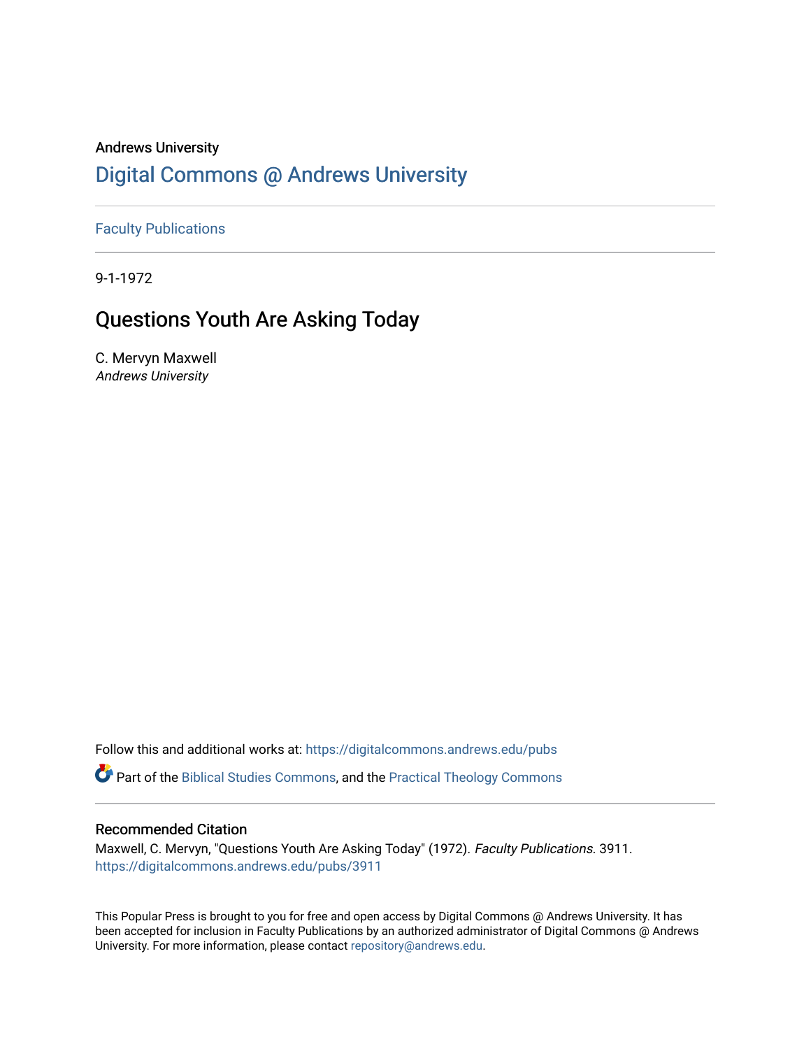Andrews University

# Digital Commons @ Andrews University

Faculty Publications

9-1-1972

## Questions Youth Are Asking Today

C. Mervyn Maxwell
*Andrews University*

Follow this and additional works at: https://digitalcommons.andrews.edu/pubs

Part of the Biblical Studies Commons, and the Practical Theology Commons

### Recommended Citation

Maxwell, C. Mervyn, "Questions Youth Are Asking Today" (1972). *Faculty Publications*. 3911.
https://digitalcommons.andrews.edu/pubs/3911

This Popular Press is brought to you for free and open access by Digital Commons @ Andrews University. It has been accepted for inclusion in Faculty Publications by an authorized administrator of Digital Commons @ Andrews University. For more information, please contact repository@andrews.edu.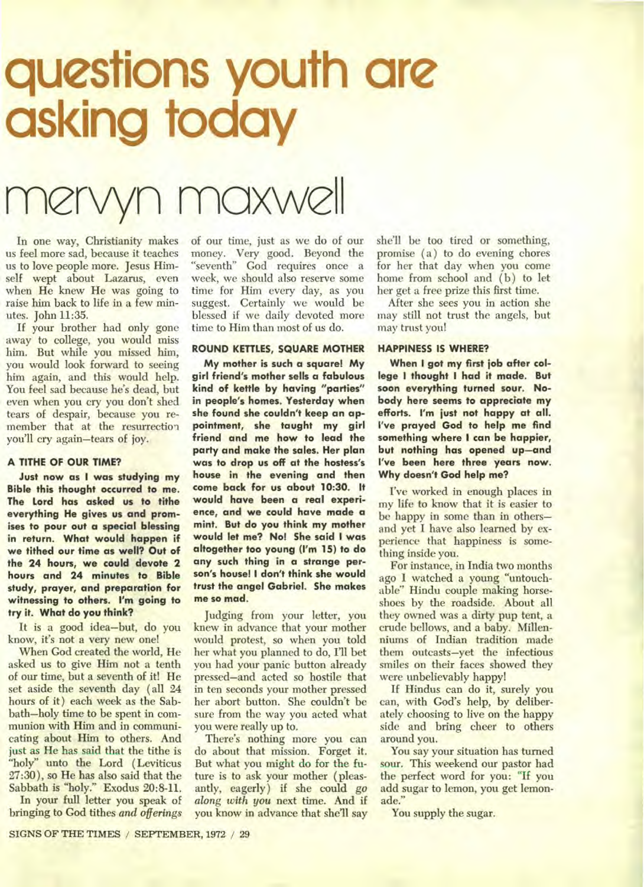# questions youth are asking today

# mervyn maxwell

In one way, Christianity makes us feel more sad, because it teaches us to love people more. Jesus Himself wept about Lazarus, even when He knew He was going to raise him back to life in a few minutes. John 11:35.

If your brother had only gone away to college, you would miss him. But while you missed him, you would look forward to seeing him again, and this would help. You feel sad because he's dead, but even when you cry you don't shed tears of despair, because you remember that at the resurrection you'll cry again—tears of joy.

### A TITHE OF OUR TIME?

**Just now as I was studying my Bible this thought occurred to me. The Lord has asked us to tithe everything He gives us and promises to pour out a special blessing in return. What would happen if we tithed our time as well? Out of the 24 hours, we could devote 2 hours and 24 minutes to Bible study, prayer, and preparation for witnessing to others. I'm going to try it. What do you think?**

It is a good idea—but, do you know, it's not a very new one!

When God created the world, He asked us to give Him not a tenth of our time, but a seventh of it! He set aside the seventh day (all 24 hours of it) each week as the Sabbath—holy time to be spent in communion with Him and in communicating about Him to others. And just as He has said that the tithe is "holy" unto the Lord (Leviticus 27:30), so He has also said that the Sabbath is "holy." Exodus 20:8-11.

In your full letter you speak of bringing to God tithes *and offerings* of our time, just as we do of our money. Very good. Beyond the "seventh" God requires once a week, we should also reserve some time for Him every day, as you suggest. Certainly we would be blessed if we daily devoted more time to Him than most of us do.

### ROUND KETTLES, SQUARE MOTHER

**My mother is such a square! My girl friend's mother sells a fabulous kind of kettle by having "parties" in people's homes. Yesterday when she found she couldn't keep an appointment, she taught my girl friend and me how to lead the party and make the sales. Her plan was to drop us off at the hostess's house in the evening and then come back for us about 10:30. It would have been a real experience, and we could have made a mint. But do you think my mother would let me? No! She said I was altogether too young (I'm 15) to do any such thing in a strange person's house! I don't think she would trust the angel Gabriel. She makes me so mad.**

Judging from your letter, you knew in advance that your mother would protest, so when you told her what you planned to do, I'll bet you had your panic button already pressed—and acted so hostile that in ten seconds your mother pressed her abort button. She couldn't be sure from the way you acted what you were really up to.

There's nothing more you can do about that mission. Forget it. But what you might do for the future is to ask your mother (pleasantly, eagerly) if she could *go along with you* next time. And if you know in advance that she'll say she'll be too tired or something, promise (a) to do evening chores for her that day when you come home from school and (b) to let her get a free prize this first time.

After she sees you in action she may still not trust the angels, but may trust you!

### HAPPINESS IS WHERE?

**When I got my first job after college I thought I had it made. But soon everything turned sour. Nobody here seems to appreciate my efforts. I'm just not happy at all. I've prayed God to help me find something where I can be happier, but nothing has opened up—and I've been here three years now. Why doesn't God help me?**

I've worked in enough places in my life to know that it is easier to be happy in some than in others—and yet I have also learned by experience that happiness is something inside you.

For instance, in India two months ago I watched a young "untouchable" Hindu couple making horseshoes by the roadside. About all they owned was a dirty pup tent, a crude bellows, and a baby. Millenniums of Indian tradition made them outcasts—yet the infectious smiles on their faces showed they were unbelievably happy!

If Hindus can do it, surely you can, with God's help, by deliberately choosing to live on the happy side and bring cheer to others around you.

You say your situation has turned sour. This weekend our pastor had the perfect word for you: "If you add sugar to lemon, you get lemonade."

You supply the sugar.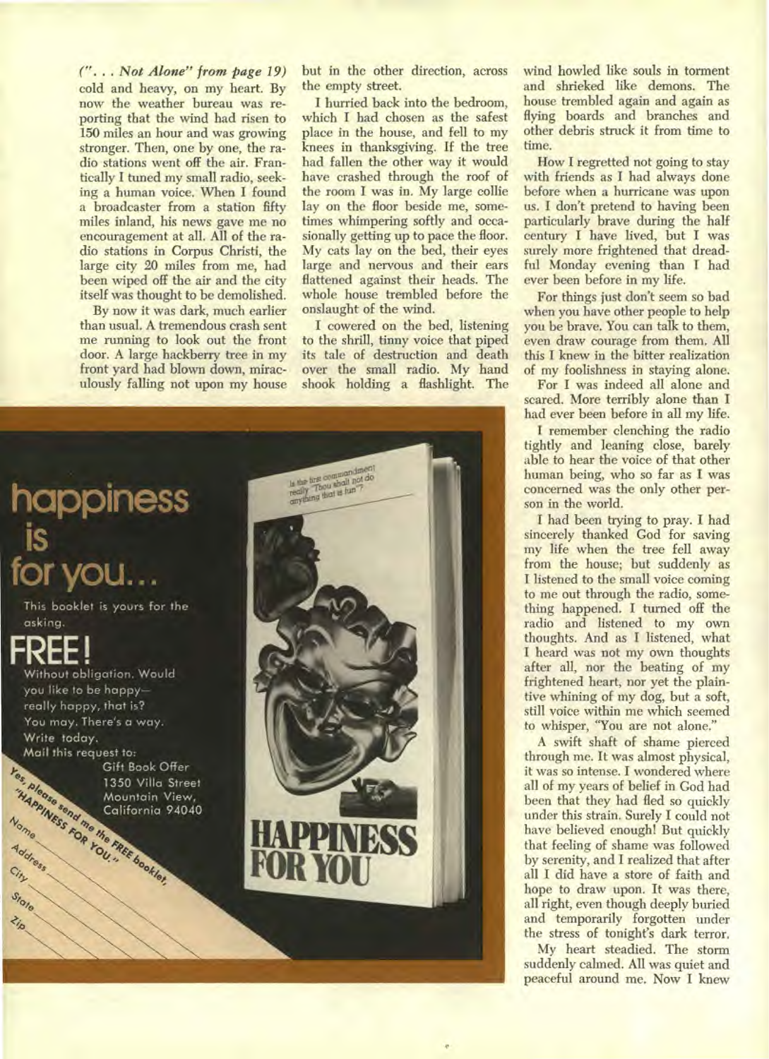*("... Not Alone" from page 19)* cold and heavy, on my heart. By now the weather bureau was reporting that the wind had risen to 150 miles an hour and was growing stronger. Then, one by one, the radio stations went off the air. Frantically I tuned my small radio, seeking a human voice. When I found a broadcaster from a station fifty miles inland, his news gave me no encouragement at all. All of the radio stations in Corpus Christi, the large city 20 miles from me, had been wiped off the air and the city itself was thought to be demolished.

By now it was dark, much earlier than usual. A tremendous crash sent me running to look out the front door. A large hackberry tree in my front yard had blown down, miraculously falling not upon my house but in the other direction, across the empty street.

I hurried back into the bedroom, which I had chosen as the safest place in the house, and fell to my knees in thanksgiving. If the tree had fallen the other way it would have crashed through the roof of the room I was in. My large collie lay on the floor beside me, sometimes whimpering softly and occasionally getting up to pace the floor. My cats lay on the bed, their eyes large and nervous and their ears flattened against their heads. The whole house trembled before the onslaught of the wind.

I cowered on the bed, listening to the shrill, tinny voice that piped its tale of destruction and death over the small radio. My hand shook holding a flashlight. The wind howled like souls in torment and shrieked like demons. The house trembled again and again as flying boards and branches and other debris struck it from time to time.

How I regretted not going to stay with friends as I had always done before when a hurricane was upon us. I don't pretend to having been particularly brave during the half century I have lived, but I was surely more frightened that dreadful Monday evening than I had ever been before in my life.

For things just don't seem so bad when you have other people to help you be brave. You can talk to them, even draw courage from them. All this I knew in the bitter realization of my foolishness in staying alone.

For I was indeed all alone and scared. More terribly alone than I had ever been before in all my life.

I remember clenching the radio tightly and leaning close, barely able to hear the voice of that other human being, who so far as I was concerned was the only other person in the world.

I had been trying to pray. I had sincerely thanked God for saving my life when the tree fell away from the house; but suddenly as I listened to the small voice coming to me out through the radio, something happened. I turned off the radio and listened to my own thoughts. And as I listened, what I heard was not my own thoughts after all, nor the beating of my frightened heart, nor yet the plaintive whining of my dog, but a soft, still voice within me which seemed to whisper, "You are not alone."

A swift shaft of shame pierced through me. It was almost physical, it was so intense. I wondered where all of my years of belief in God had been that they had fled so quickly under this strain. Surely I could not have believed enough! But quickly that feeling of shame was followed by serenity, and I realized that after all I did have a store of faith and hope to draw upon. It was there, all right, even though deeply buried and temporarily forgotten under the stress of tonight's dark terror.

My heart steadied. The storm suddenly calmed. All was quiet and peaceful around me. Now I knew

---

## happiness is for you...

This booklet is yours for the asking.

**FREE!**

Without obligation. Would you like to be happy—really happy, that is? You may. There's a way. Write today.

Mail this request to:
Gift Book Offer
1350 Villa Street
Mountain View,
California 94040

Yes, please send me the FREE booklet, "HAPPINESS FOR YOU."

Name
Address
City
State
Zip

Is the first commandment really "Thou shalt not do anything that is fun"?

**HAPPINESS FOR YOU**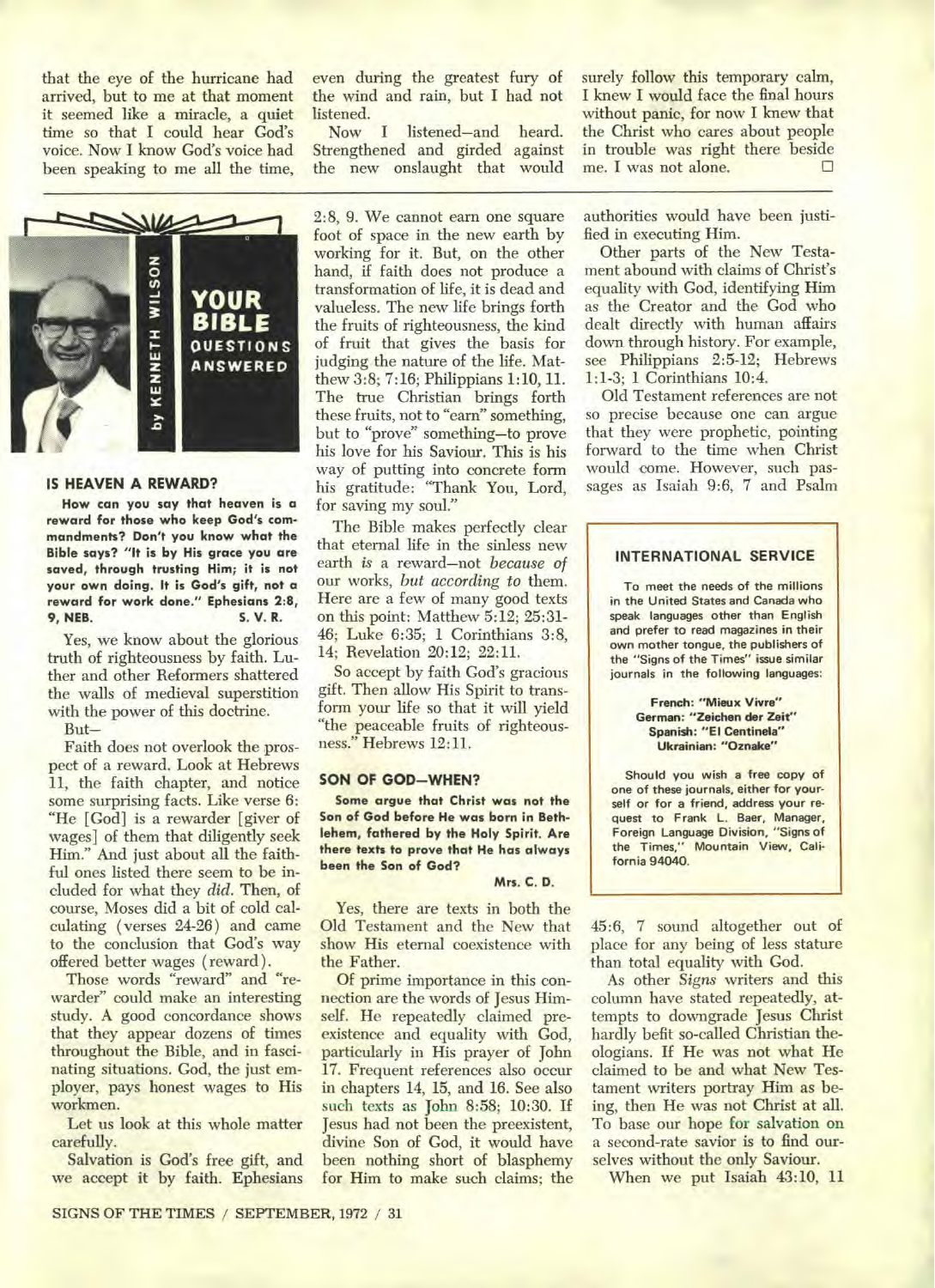that the eye of the hurricane had arrived, but to me at that moment it seemed like a miracle, a quiet time so that I could hear God's voice. Now I know God's voice had been speaking to me all the time, even during the greatest fury of the wind and rain, but I had not listened.

Now I listened—and heard. Strengthened and girded against the new onslaught that would surely follow this temporary calm, I knew I would face the final hours without panic, for now I knew that the Christ who cares about people in trouble was right there beside me. I was not alone. □

---

# YOUR BIBLE QUESTIONS ANSWERED

by KENNETH WILSON

### IS HEAVEN A REWARD?

**How can you say that heaven is a reward for those who keep God's commandments? Don't you know what the Bible says? "It is by His grace you are saved, through trusting Him; it is not your own doing. It is God's gift, not a reward for work done." Ephesians 2:8, 9, NEB.** **S. V. R.**

Yes, we know about the glorious truth of righteousness by faith. Luther and other Reformers shattered the walls of medieval superstition with the power of this doctrine.

But—

Faith does not overlook the prospect of a reward. Look at Hebrews 11, the faith chapter, and notice some surprising facts. Like verse 6: "He [God] is a rewarder [giver of wages] of them that diligently seek Him." And just about all the faithful ones listed there seem to be included for what they *did*. Then, of course, Moses did a bit of cold calculating (verses 24-26) and came to the conclusion that God's way offered better wages (reward).

Those words "reward" and "rewarder" could make an interesting study. A good concordance shows that they appear dozens of times throughout the Bible, and in fascinating situations. God, the just employer, pays honest wages to His workmen.

Let us look at this whole matter carefully.

Salvation is God's free gift, and we accept it by faith. Ephesians 2:8, 9. We cannot earn one square foot of space in the new earth by working for it. But, on the other hand, if faith does not produce a transformation of life, it is dead and valueless. The new life brings forth the fruits of righteousness, the kind of fruit that gives the basis for judging the nature of the life. Matthew 3:8; 7:16; Philippians 1:10, 11. The true Christian brings forth these fruits, not to "earn" something, but to "prove" something—to prove his love for his Saviour. This is his way of putting into concrete form his gratitude: "Thank You, Lord, for saving my soul."

The Bible makes perfectly clear that eternal life in the sinless new earth *is* a reward—not *because of* our works, *but according to* them. Here are a few of many good texts on this point: Matthew 5:12; 25:31-46; Luke 6:35; 1 Corinthians 3:8, 14; Revelation 20:12; 22:11.

So accept by faith God's gracious gift. Then allow His Spirit to transform your life so that it will yield "the peaceable fruits of righteousness." Hebrews 12:11.

### SON OF GOD—WHEN?

**Some argue that Christ was not the Son of God before He was born in Bethlehem, fathered by the Holy Spirit. Are there texts to prove that He has always been the Son of God?** **Mrs. C. D.**

Yes, there are texts in both the Old Testament and the New that show His eternal coexistence with the Father.

Of prime importance in this connection are the words of Jesus Himself. He repeatedly claimed preexistence and equality with God, particularly in His prayer of John 17. Frequent references also occur in chapters 14, 15, and 16. See also such texts as John 8:58; 10:30. If Jesus had not been the preexistent, divine Son of God, it would have been nothing short of blasphemy for Him to make such claims; the authorities would have been justified in executing Him.

Other parts of the New Testament abound with claims of Christ's equality with God, identifying Him as the Creator and the God who dealt directly with human affairs down through history. For example, see Philippians 2:5-12; Hebrews 1:1-3; 1 Corinthians 10:4.

Old Testament references are not so precise because one can argue that they were prophetic, pointing forward to the time when Christ would come. However, such passages as Isaiah 9:6, 7 and Psalm 45:6, 7 sound altogether out of place for any being of less stature than total equality with God.

As other *Signs* writers and this column have stated repeatedly, attempts to downgrade Jesus Christ hardly befit so-called Christian theologians. If He was not what He claimed to be and what New Testament writers portray Him as being, then He was not Christ at all. To base our hope for salvation on a second-rate savior is to find ourselves without the only Saviour.

When we put Isaiah 43:10, 11

---

**INTERNATIONAL SERVICE**

To meet the needs of the millions in the United States and Canada who speak languages other than English and prefer to read magazines in their own mother tongue, the publishers of the "Signs of the Times" issue similar journals in the following languages:

**French: "Mieux Vivre"**
**German: "Zeichen der Zeit"**
**Spanish: "El Centinela"**
**Ukrainian: "Oznake"**

Should you wish a free copy of one of these journals, either for yourself or for a friend, address your request to Frank L. Baer, Manager, Foreign Language Division, "Signs of the Times," Mountain View, California 94040.